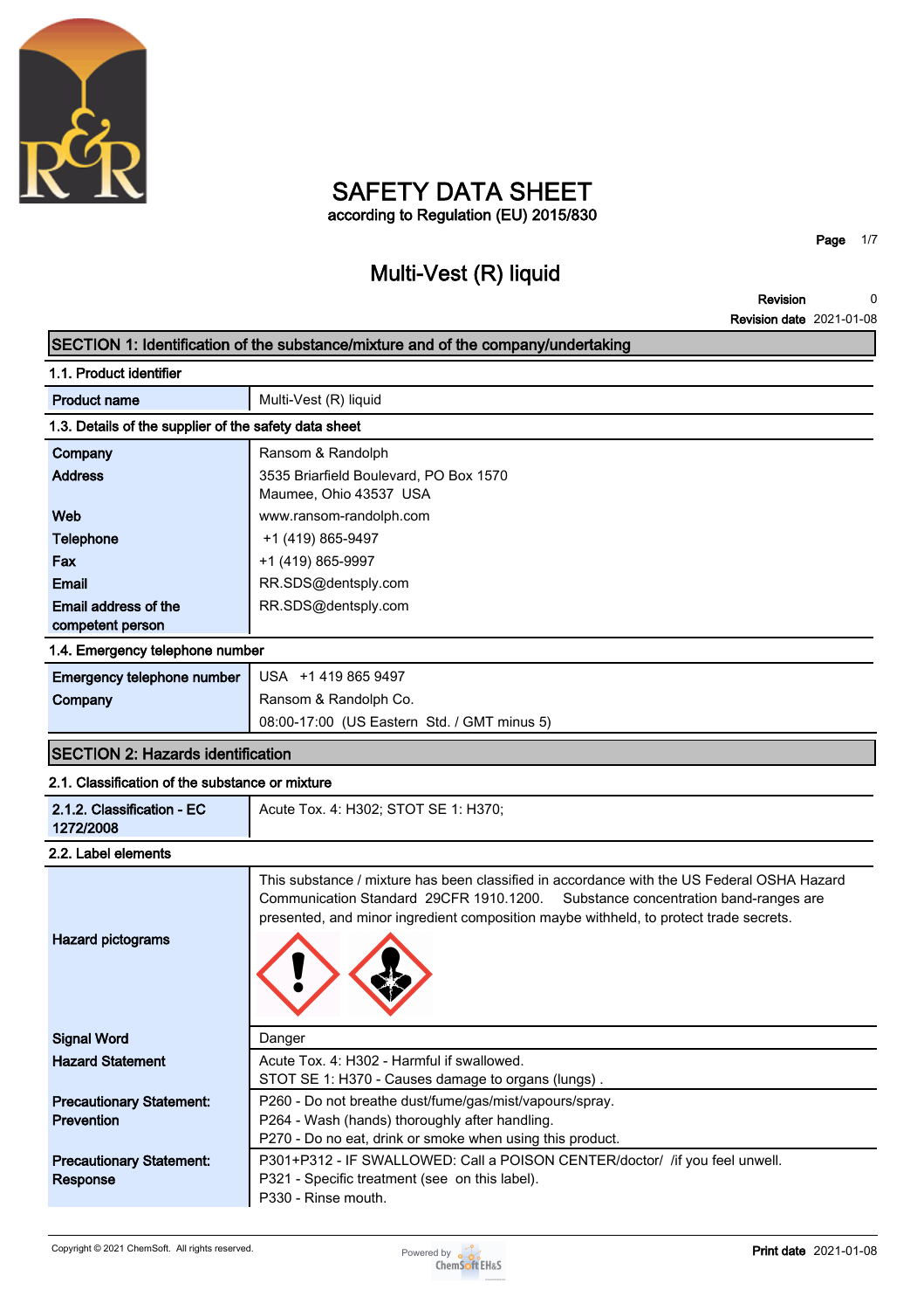# SAFETY DATA SHEET

according to Regulation (EU) 2015/830

## Multi-Vest (R) liquid

**Revision** 0

**Revision date** 2021-01-08

## SECTION 1: Identification of the substance/mixture and of the company/undertaking

### 1.1. Product identifier

| | |
|---|---|
| **Product name** | Multi-Vest (R) liquid |

### 1.3. Details of the supplier of the safety data sheet

| | |
|---|---|
| **Company** | Ransom & Randolph |
| **Address** | 3535 Briarfield Boulevard, PO Box 1570<br>Maumee, Ohio 43537 USA |
| **Web** | www.ransom-randolph.com |
| **Telephone** | +1 (419) 865-9497 |
| **Fax** | +1 (419) 865-9997 |
| **Email** | RR.SDS@dentsply.com |
| **Email address of the competent person** | RR.SDS@dentsply.com |

### 1.4. Emergency telephone number

| | |
|---|---|
| **Emergency telephone number** | USA +1 419 865 9497 |
| **Company** | Ransom & Randolph Co.<br>08:00-17:00 (US Eastern Std. / GMT minus 5) |

## SECTION 2: Hazards identification

### 2.1. Classification of the substance or mixture

| | |
|---|---|
| **2.1.2. Classification - EC 1272/2008** | Acute Tox. 4: H302; STOT SE 1: H370; |

### 2.2. Label elements

| | |
|---|---|
| **Hazard pictograms** | This substance / mixture has been classified in accordance with the US Federal OSHA Hazard Communication Standard 29CFR 1910.1200. Substance concentration band-ranges are presented, and minor ingredient composition maybe withheld, to protect trade secrets. |
| **Signal Word** | Danger |
| **Hazard Statement** | Acute Tox. 4: H302 - Harmful if swallowed.<br>STOT SE 1: H370 - Causes damage to organs (lungs) . |
| **Precautionary Statement: Prevention** | P260 - Do not breathe dust/fume/gas/mist/vapours/spray.<br>P264 - Wash (hands) thoroughly after handling.<br>P270 - Do no eat, drink or smoke when using this product. |
| **Precautionary Statement: Response** | P301+P312 - IF SWALLOWED: Call a POISON CENTER/doctor/ /if you feel unwell.<br>P321 - Specific treatment (see on this label).<br>P330 - Rinse mouth. |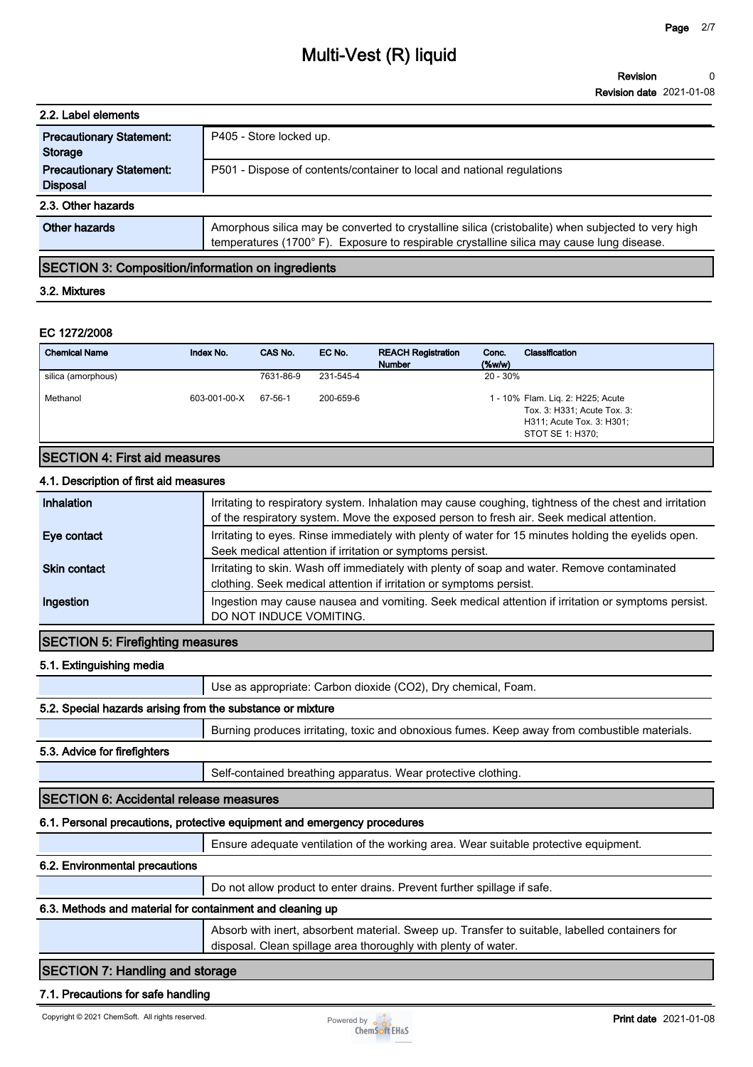#### 2.2. Label elements

| | |
|---|---|
| **Precautionary Statement: Storage** | P405 - Store locked up. |
| **Precautionary Statement: Disposal** | P501 - Dispose of contents/container to local and national regulations |

#### 2.3. Other hazards

| | |
|---|---|
| **Other hazards** | Amorphous silica may be converted to crystalline silica (cristobalite) when subjected to very high temperatures (1700° F). Exposure to respirable crystalline silica may cause lung disease. |

## SECTION 3: Composition/information on ingredients

#### 3.2. Mixtures

**EC 1272/2008**

| Chemical Name | Index No. | CAS No. | EC No. | REACH Registration Number | Conc. (%w/w) | Classification |
|---|---|---|---|---|---|---|
| silica (amorphous) | | 7631-86-9 | 231-545-4 | | 20 - 30% | |
| Methanol | 603-001-00-X | 67-56-1 | 200-659-6 | | 1 - 10% | Flam. Liq. 2: H225; Acute Tox. 3: H331; Acute Tox. 3: H311; Acute Tox. 3: H301; STOT SE 1: H370; |

## SECTION 4: First aid measures

#### 4.1. Description of first aid measures

| | |
|---|---|
| **Inhalation** | Irritating to respiratory system. Inhalation may cause coughing, tightness of the chest and irritation of the respiratory system. Move the exposed person to fresh air. Seek medical attention. |
| **Eye contact** | Irritating to eyes. Rinse immediately with plenty of water for 15 minutes holding the eyelids open. Seek medical attention if irritation or symptoms persist. |
| **Skin contact** | Irritating to skin. Wash off immediately with plenty of soap and water. Remove contaminated clothing. Seek medical attention if irritation or symptoms persist. |
| **Ingestion** | Ingestion may cause nausea and vomiting. Seek medical attention if irritation or symptoms persist. DO NOT INDUCE VOMITING. |

## SECTION 5: Firefighting measures

#### 5.1. Extinguishing media

Use as appropriate: Carbon dioxide ($CO_2$), Dry chemical, Foam.

#### 5.2. Special hazards arising from the substance or mixture

Burning produces irritating, toxic and obnoxious fumes. Keep away from combustible materials.

#### 5.3. Advice for firefighters

Self-contained breathing apparatus. Wear protective clothing.

## SECTION 6: Accidental release measures

#### 6.1. Personal precautions, protective equipment and emergency procedures

Ensure adequate ventilation of the working area. Wear suitable protective equipment.

#### 6.2. Environmental precautions

Do not allow product to enter drains. Prevent further spillage if safe.

#### 6.3. Methods and material for containment and cleaning up

Absorb with inert, absorbent material. Sweep up. Transfer to suitable, labelled containers for disposal. Clean spillage area thoroughly with plenty of water.

## SECTION 7: Handling and storage

#### 7.1. Precautions for safe handling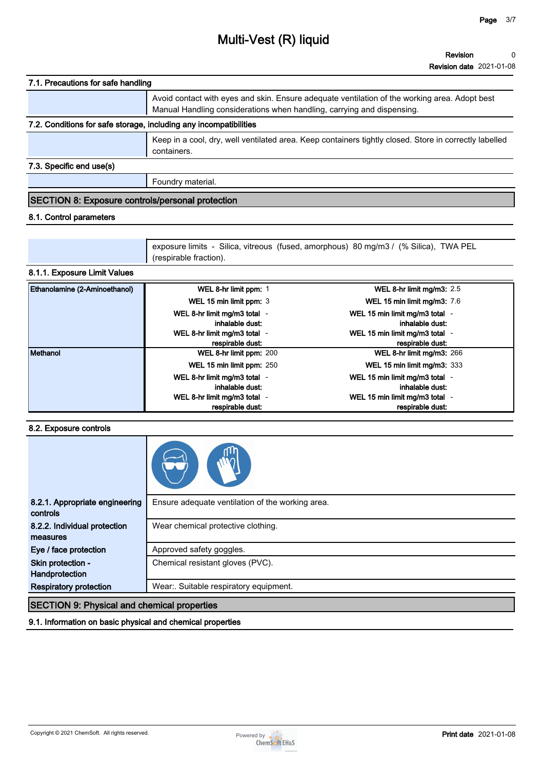# Multi-Vest (R) liquid

**Revision** 0
**Revision date** 2021-01-08

### 7.1. Precautions for safe handling

Avoid contact with eyes and skin. Ensure adequate ventilation of the working area. Adopt best Manual Handling considerations when handling, carrying and dispensing.

### 7.2. Conditions for safe storage, including any incompatibilities

Keep in a cool, dry, well ventilated area. Keep containers tightly closed. Store in correctly labelled containers.

### 7.3. Specific end use(s)

Foundry material.

## SECTION 8: Exposure controls/personal protection

### 8.1. Control parameters

exposure limits - Silica, vitreous (fused, amorphous) 80 mg/m3 / (% Silica), TWA PEL (respirable fraction).

### 8.1.1. Exposure Limit Values

| Substance | Limit | Value | Limit | Value |
|---|---|---|---|---|
| **Ethanolamine (2-Aminoethanol)** | **WEL 8-hr limit ppm:** | 1 | **WEL 8-hr limit mg/m3:** | 2.5 |
| | **WEL 15 min limit ppm:** | 3 | **WEL 15 min limit mg/m3:** | 7.6 |
| | **WEL 8-hr limit mg/m3 total inhalable dust:** | - | **WEL 15 min limit mg/m3 total inhalable dust:** | - |
| | **WEL 8-hr limit mg/m3 total respirable dust:** | - | **WEL 15 min limit mg/m3 total respirable dust:** | - |
| **Methanol** | **WEL 8-hr limit ppm:** | 200 | **WEL 8-hr limit mg/m3:** | 266 |
| | **WEL 15 min limit ppm:** | 250 | **WEL 15 min limit mg/m3:** | 333 |
| | **WEL 8-hr limit mg/m3 total inhalable dust:** | - | **WEL 15 min limit mg/m3 total inhalable dust:** | - |
| | **WEL 8-hr limit mg/m3 total respirable dust:** | - | **WEL 15 min limit mg/m3 total respirable dust:** | - |

### 8.2. Exposure controls

| | |
|---|---|
| **8.2.1. Appropriate engineering controls** | Ensure adequate ventilation of the working area. |
| **8.2.2. Individual protection measures** | Wear chemical protective clothing. |
| **Eye / face protection** | Approved safety goggles. |
| **Skin protection - Handprotection** | Chemical resistant gloves (PVC). |
| **Respiratory protection** | Wear:. Suitable respiratory equipment. |

## SECTION 9: Physical and chemical properties

### 9.1. Information on basic physical and chemical properties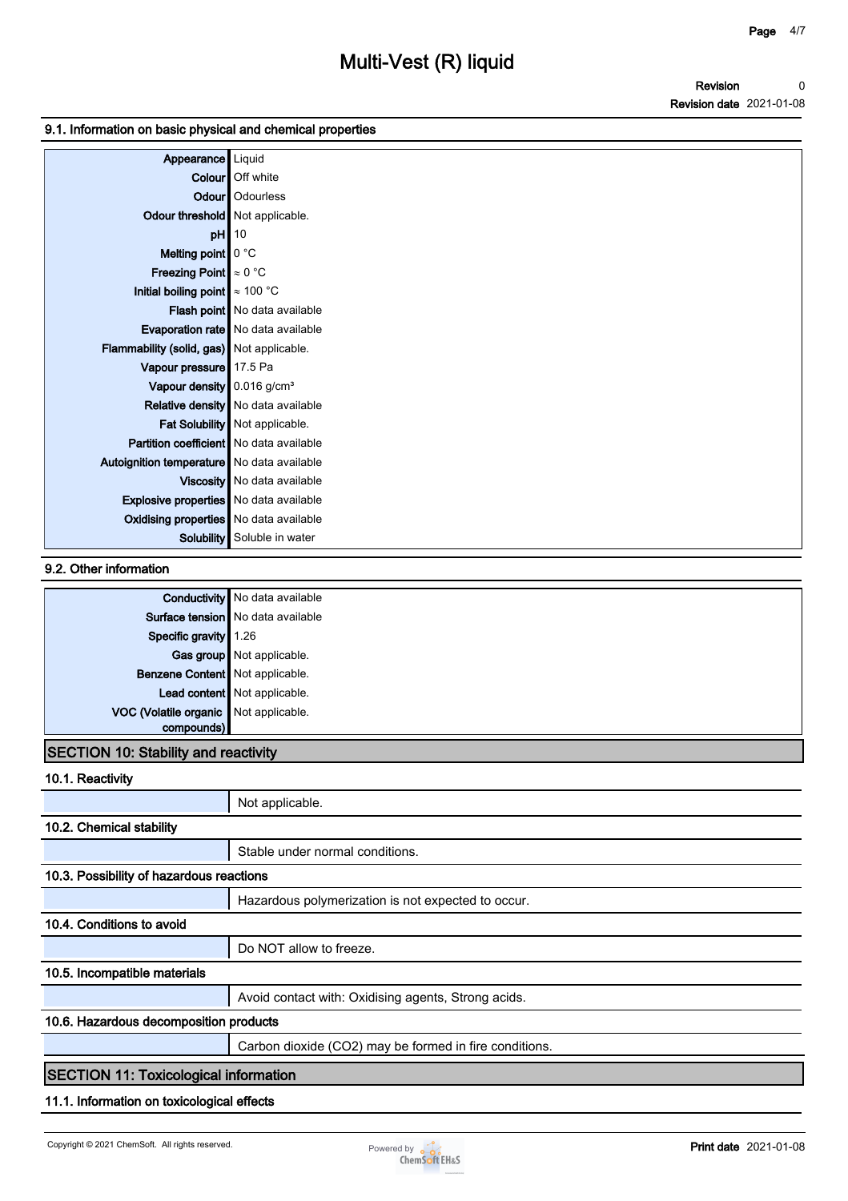### 9.1. Information on basic physical and chemical properties

| Property | Value |
|---|---|
| Appearance | Liquid |
| Colour | Off white |
| Odour | Odourless |
| Odour threshold | Not applicable. |
| pH | 10 |
| Melting point | 0 °C |
| Freezing Point | ≈ 0 °C |
| Initial boiling point | ≈ 100 °C |
| Flash point | No data available |
| Evaporation rate | No data available |
| Flammability (solid, gas) | Not applicable. |
| Vapour pressure | 17.5 Pa |
| Vapour density | 0.016 g/cm³ |
| Relative density | No data available |
| Fat Solubility | Not applicable. |
| Partition coefficient | No data available |
| Autoignition temperature | No data available |
| Viscosity | No data available |
| Explosive properties | No data available |
| Oxidising properties | No data available |
| Solubility | Soluble in water |

### 9.2. Other information

| Property | Value |
|---|---|
| Conductivity | No data available |
| Surface tension | No data available |
| Specific gravity | 1.26 |
| Gas group | Not applicable. |
| Benzene Content | Not applicable. |
| Lead content | Not applicable. |
| VOC (Volatile organic compounds) | Not applicable. |

## SECTION 10: Stability and reactivity

### 10.1. Reactivity

Not applicable.

### 10.2. Chemical stability

Stable under normal conditions.

### 10.3. Possibility of hazardous reactions

Hazardous polymerization is not expected to occur.

### 10.4. Conditions to avoid

Do NOT allow to freeze.

### 10.5. Incompatible materials

Avoid contact with: Oxidising agents, Strong acids.

### 10.6. Hazardous decomposition products

Carbon dioxide ($CO_2$) may be formed in fire conditions.

## SECTION 11: Toxicological information

### 11.1. Information on toxicological effects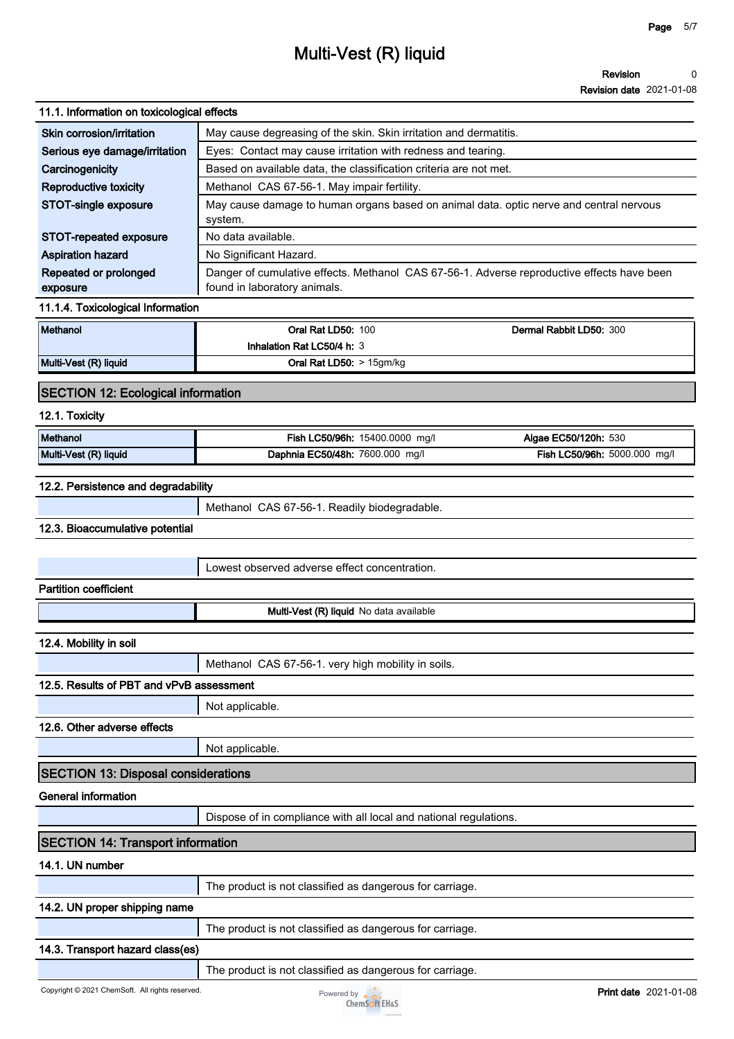# Multi-Vest (R) liquid

**Revision** 0
**Revision date** 2021-01-08

### 11.1. Information on toxicological effects

| | |
|---|---|
| **Skin corrosion/irritation** | May cause degreasing of the skin. Skin irritation and dermatitis. |
| **Serious eye damage/irritation** | Eyes: Contact may cause irritation with redness and tearing. |
| **Carcinogenicity** | Based on available data, the classification criteria are not met. |
| **Reproductive toxicity** | Methanol CAS 67-56-1. May impair fertility. |
| **STOT-single exposure** | May cause damage to human organs based on animal data. optic nerve and central nervous system. |
| **STOT-repeated exposure** | No data available. |
| **Aspiration hazard** | No Significant Hazard. |
| **Repeated or prolonged exposure** | Danger of cumulative effects. Methanol CAS 67-56-1. Adverse reproductive effects have been found in laboratory animals. |

### 11.1.4. Toxicological Information

| | | |
|---|---|---|
| **Methanol** | **Oral Rat LD50:** 100 | **Dermal Rabbit LD50:** 300 |
| | **Inhalation Rat LC50/4 h:** 3 | |
| **Multi-Vest (R) liquid** | **Oral Rat LD50:** > 15gm/kg | |

## SECTION 12: Ecological information

### 12.1. Toxicity

| | | |
|---|---|---|
| **Methanol** | **Fish LC50/96h:** 15400.0000 mg/l | **Algae EC50/120h:** 530 |
| **Multi-Vest (R) liquid** | **Daphnia EC50/48h:** 7600.000 mg/l | **Fish LC50/96h:** 5000.000 mg/l |

### 12.2. Persistence and degradability

Methanol CAS 67-56-1. Readily biodegradable.

### 12.3. Bioaccumulative potential

Lowest observed adverse effect concentration.

**Partition coefficient**

**Multi-Vest (R) liquid** No data available

### 12.4. Mobility in soil

Methanol CAS 67-56-1. very high mobility in soils.

### 12.5. Results of PBT and vPvB assessment

Not applicable.

### 12.6. Other adverse effects

Not applicable.

## SECTION 13: Disposal considerations

**General information**

Dispose of in compliance with all local and national regulations.

## SECTION 14: Transport information

### 14.1. UN number

The product is not classified as dangerous for carriage.

### 14.2. UN proper shipping name

The product is not classified as dangerous for carriage.

### 14.3. Transport hazard class(es)

The product is not classified as dangerous for carriage.

Copyright © 2021 ChemSoft. All rights reserved.

**Print date** 2021-01-08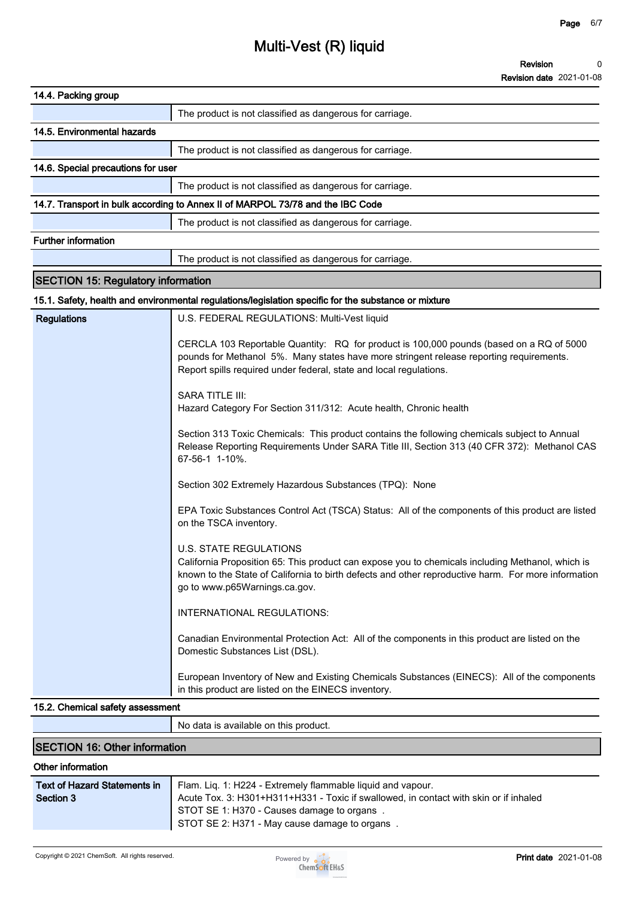#### 14.4. Packing group

| | |
|---|---|
| | The product is not classified as dangerous for carriage. |

#### 14.5. Environmental hazards

| | |
|---|---|
| | The product is not classified as dangerous for carriage. |

#### 14.6. Special precautions for user

| | |
|---|---|
| | The product is not classified as dangerous for carriage. |

#### 14.7. Transport in bulk according to Annex II of MARPOL 73/78 and the IBC Code

| | |
|---|---|
| | The product is not classified as dangerous for carriage. |

#### Further information

| | |
|---|---|
| | The product is not classified as dangerous for carriage. |

## SECTION 15: Regulatory information

#### 15.1. Safety, health and environmental regulations/legislation specific for the substance or mixture

**Regulations**

U.S. FEDERAL REGULATIONS: Multi-Vest liquid

CERCLA 103 Reportable Quantity: RQ for product is 100,000 pounds (based on a RQ of 5000 pounds for Methanol 5%. Many states have more stringent release reporting requirements. Report spills required under federal, state and local regulations.

SARA TITLE III:
Hazard Category For Section 311/312: Acute health, Chronic health

Section 313 Toxic Chemicals: This product contains the following chemicals subject to Annual Release Reporting Requirements Under SARA Title III, Section 313 (40 CFR 372): Methanol CAS 67-56-1 1-10%.

Section 302 Extremely Hazardous Substances (TPQ): None

EPA Toxic Substances Control Act (TSCA) Status: All of the components of this product are listed on the TSCA inventory.

U.S. STATE REGULATIONS
California Proposition 65: This product can expose you to chemicals including Methanol, which is known to the State of California to birth defects and other reproductive harm. For more information go to www.p65Warnings.ca.gov.

INTERNATIONAL REGULATIONS:

Canadian Environmental Protection Act: All of the components in this product are listed on the Domestic Substances List (DSL).

European Inventory of New and Existing Chemicals Substances (EINECS): All of the components in this product are listed on the EINECS inventory.

#### 15.2. Chemical safety assessment

| | |
|---|---|
| | No data is available on this product. |

## SECTION 16: Other information

#### Other information

**Text of Hazard Statements in Section 3**

Flam. Liq. 1: H224 - Extremely flammable liquid and vapour.
Acute Tox. 3: H301+H311+H331 - Toxic if swallowed, in contact with skin or if inhaled
STOT SE 1: H370 - Causes damage to organs .
STOT SE 2: H371 - May cause damage to organs .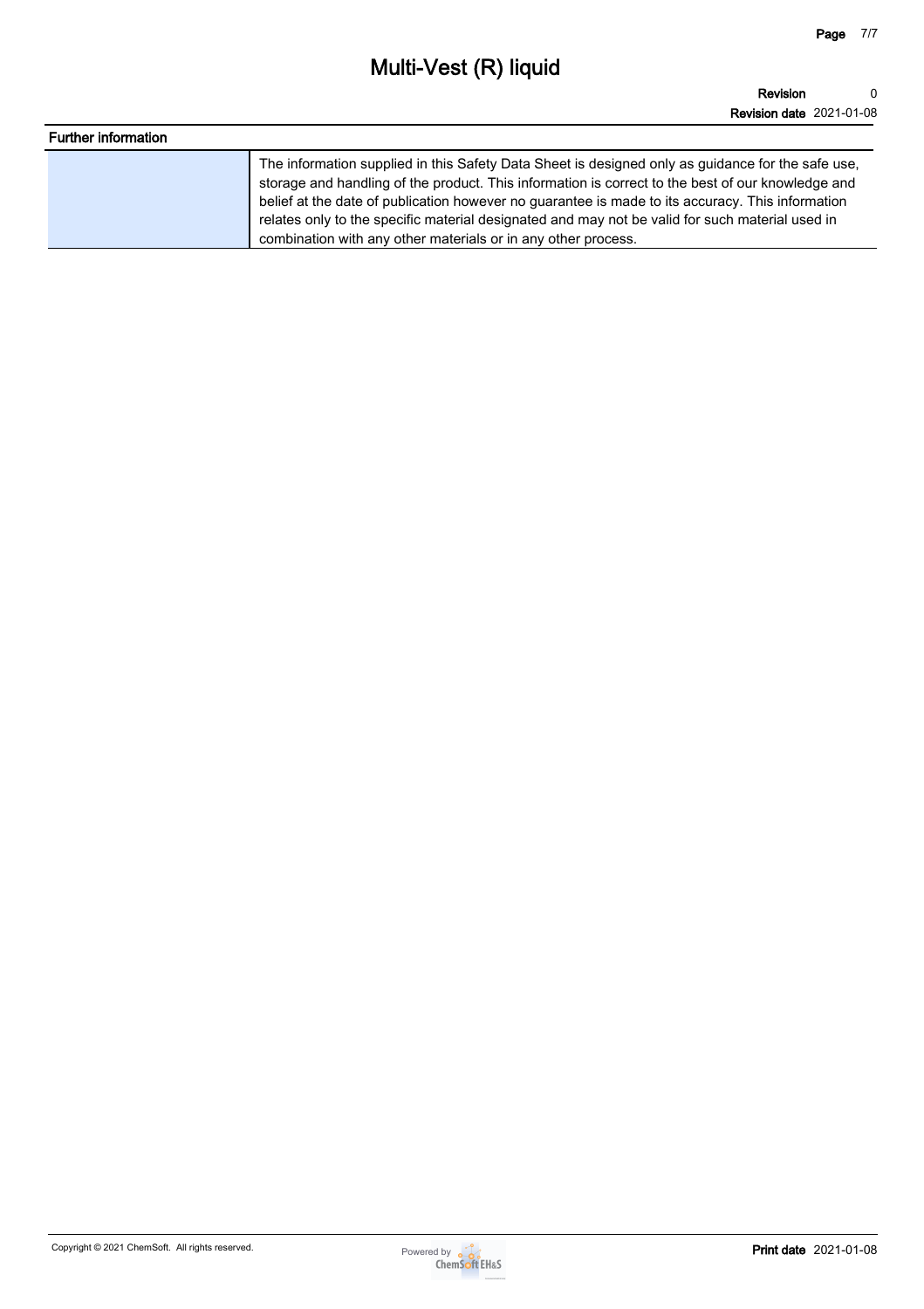## Further information

| | |
|---|---|
| | The information supplied in this Safety Data Sheet is designed only as guidance for the safe use, storage and handling of the product. This information is correct to the best of our knowledge and belief at the date of publication however no guarantee is made to its accuracy. This information relates only to the specific material designated and may not be valid for such material used in combination with any other materials or in any other process. |